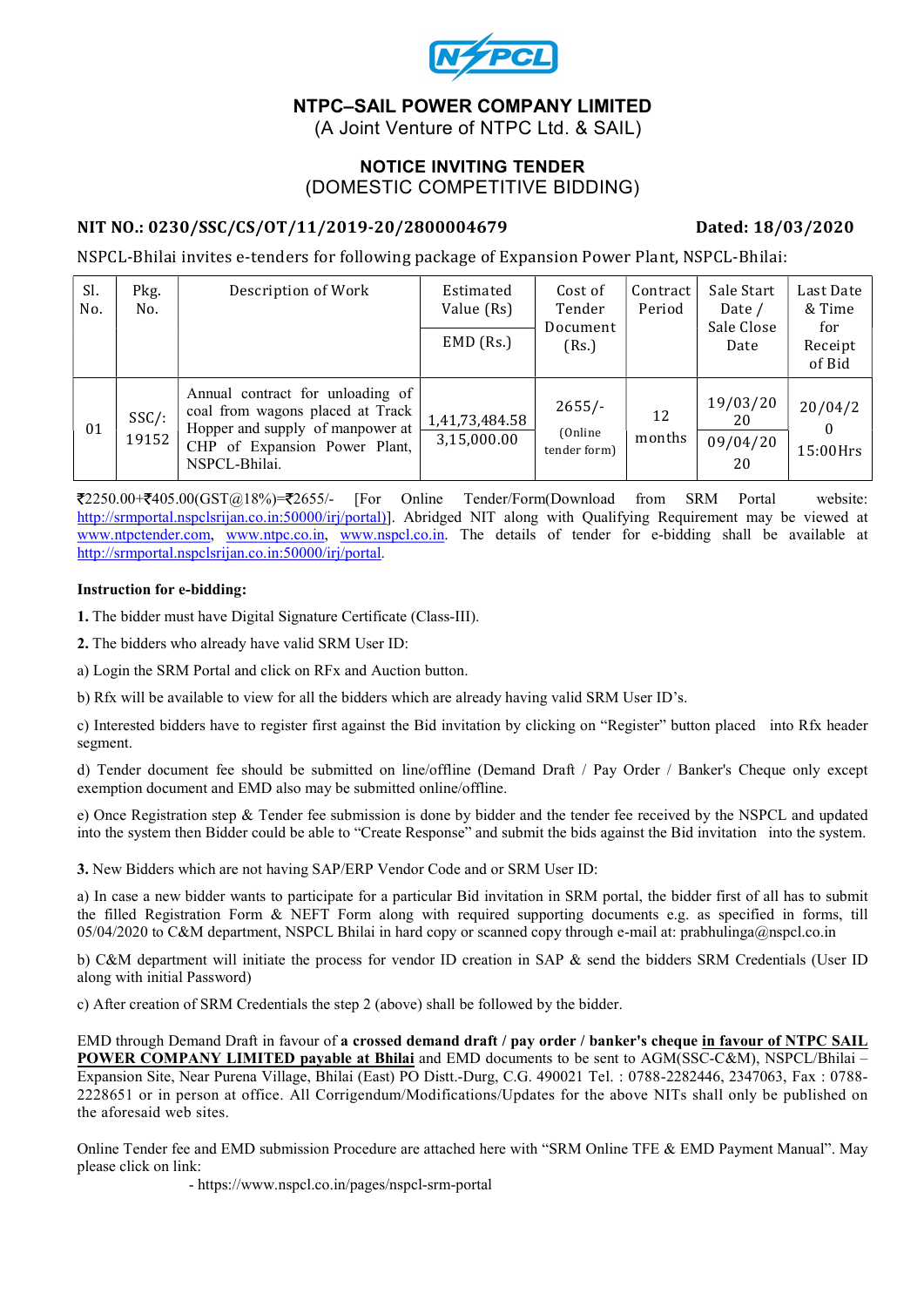# NTPC–SAIL POWER COMPANY LIMITED

(A Joint Venture of NTPC Ltd. & SAIL)

## NOTICE INVITING TENDER

(DOMESTIC COMPETITIVE BIDDING)

**NIT NO.: 0230/SSC/CS/OT/11/2019-20/2800004679** **Dated: 18/03/2020**

NSPCL-Bhilai invites e-tenders for following package of Expansion Power Plant, NSPCL-Bhilai:

| Sl. No. | Pkg. No. | Description of Work | Estimated Value (Rs) / EMD (Rs.) | Cost of Tender Document (Rs.) | Contract Period | Sale Start Date / Sale Close Date | Last Date & Time for Receipt of Bid |
|---|---|---|---|---|---|---|---|
| 01 | SSC/: 19152 | Annual contract for unloading of coal from wagons placed at Track Hopper and supply of manpower at CHP of Expansion Power Plant, NSPCL-Bhilai. | 1,41,73,484.58 / 3,15,000.00 | 2655/- (Online tender form) | 12 months | 19/03/2020 / 09/04/2020 | 20/04/2020 15:00Hrs |

₹2250.00+₹405.00(GST@18%)=₹2655/- [For Online Tender/Form(Download from SRM Portal website: http://srmportal.nspclsrijan.co.in:50000/irj/portal)]. Abridged NIT along with Qualifying Requirement may be viewed at www.ntpctender.com, www.ntpc.co.in, www.nspcl.co.in. The details of tender for e-bidding shall be available at http://srmportal.nspclsrijan.co.in:50000/irj/portal.

**Instruction for e-bidding:**

**1.** The bidder must have Digital Signature Certificate (Class-III).

**2.** The bidders who already have valid SRM User ID:

a) Login the SRM Portal and click on RFx and Auction button.

b) Rfx will be available to view for all the bidders which are already having valid SRM User ID's.

c) Interested bidders have to register first against the Bid invitation by clicking on "Register" button placed into Rfx header segment.

d) Tender document fee should be submitted on line/offline (Demand Draft / Pay Order / Banker's Cheque only except exemption document and EMD also may be submitted online/offline.

e) Once Registration step & Tender fee submission is done by bidder and the tender fee received by the NSPCL and updated into the system then Bidder could be able to "Create Response" and submit the bids against the Bid invitation into the system.

**3.** New Bidders which are not having SAP/ERP Vendor Code and or SRM User ID:

a) In case a new bidder wants to participate for a particular Bid invitation in SRM portal, the bidder first of all has to submit the filled Registration Form & NEFT Form along with required supporting documents e.g. as specified in forms, till 05/04/2020 to C&M department, NSPCL Bhilai in hard copy or scanned copy through e-mail at: prabhulinga@nspcl.co.in

b) C&M department will initiate the process for vendor ID creation in SAP & send the bidders SRM Credentials (User ID along with initial Password)

c) After creation of SRM Credentials the step 2 (above) shall be followed by the bidder.

EMD through Demand Draft in favour of **a crossed demand draft / pay order / banker's cheque <u>in favour of NTPC SAIL POWER COMPANY LIMITED payable at Bhilai</u>** and EMD documents to be sent to AGM(SSC-C&M), NSPCL/Bhilai – Expansion Site, Near Purena Village, Bhilai (East) PO Distt.-Durg, C.G. 490021 Tel. : 0788-2282446, 2347063, Fax : 0788-2228651 or in person at office. All Corrigendum/Modifications/Updates for the above NITs shall only be published on the aforesaid web sites.

Online Tender fee and EMD submission Procedure are attached here with "SRM Online TFE & EMD Payment Manual". May please click on link:

- https://www.nspcl.co.in/pages/nspcl-srm-portal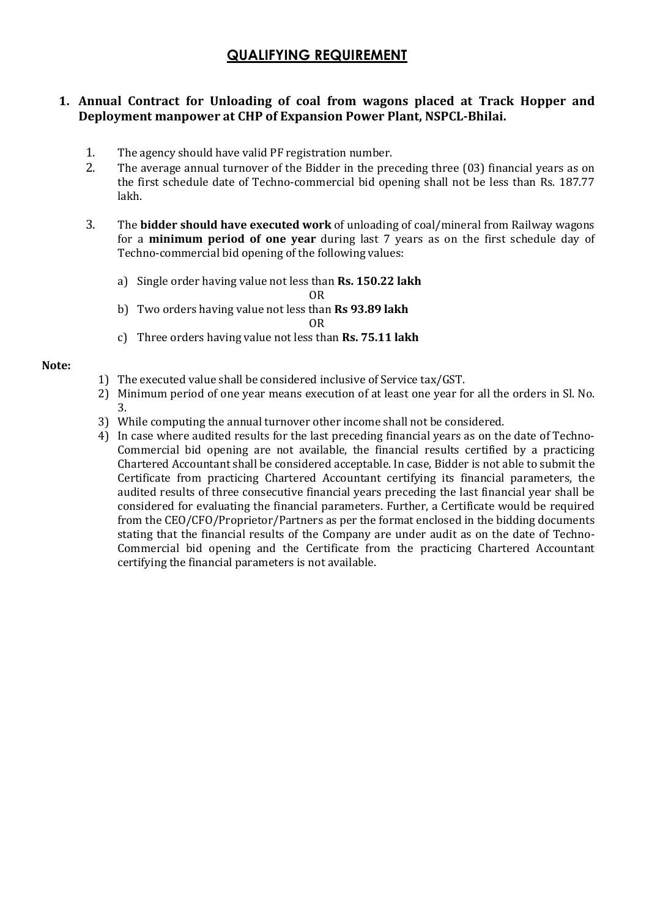# QUALIFYING REQUIREMENT

## 1. Annual Contract for Unloading of coal from wagons placed at Track Hopper and Deployment manpower at CHP of Expansion Power Plant, NSPCL-Bhilai.

1. The agency should have valid PF registration number.
2. The average annual turnover of the Bidder in the preceding three (03) financial years as on the first schedule date of Techno-commercial bid opening shall not be less than Rs. 187.77 lakh.
3. The **bidder should have executed work** of unloading of coal/mineral from Railway wagons for a **minimum period of one year** during last 7 years as on the first schedule day of Techno-commercial bid opening of the following values:

   a) Single order having value not less than **Rs. 150.22 lakh**

   OR

   b) Two orders having value not less than **Rs 93.89 lakh**

   OR

   c) Three orders having value not less than **Rs. 75.11 lakh**

**Note:**

1) The executed value shall be considered inclusive of Service tax/GST.
2) Minimum period of one year means execution of at least one year for all the orders in Sl. No. 3.
3) While computing the annual turnover other income shall not be considered.
4) In case where audited results for the last preceding financial years as on the date of Techno-Commercial bid opening are not available, the financial results certified by a practicing Chartered Accountant shall be considered acceptable. In case, Bidder is not able to submit the Certificate from practicing Chartered Accountant certifying its financial parameters, the audited results of three consecutive financial years preceding the last financial year shall be considered for evaluating the financial parameters. Further, a Certificate would be required from the CEO/CFO/Proprietor/Partners as per the format enclosed in the bidding documents stating that the financial results of the Company are under audit as on the date of Techno-Commercial bid opening and the Certificate from the practicing Chartered Accountant certifying the financial parameters is not available.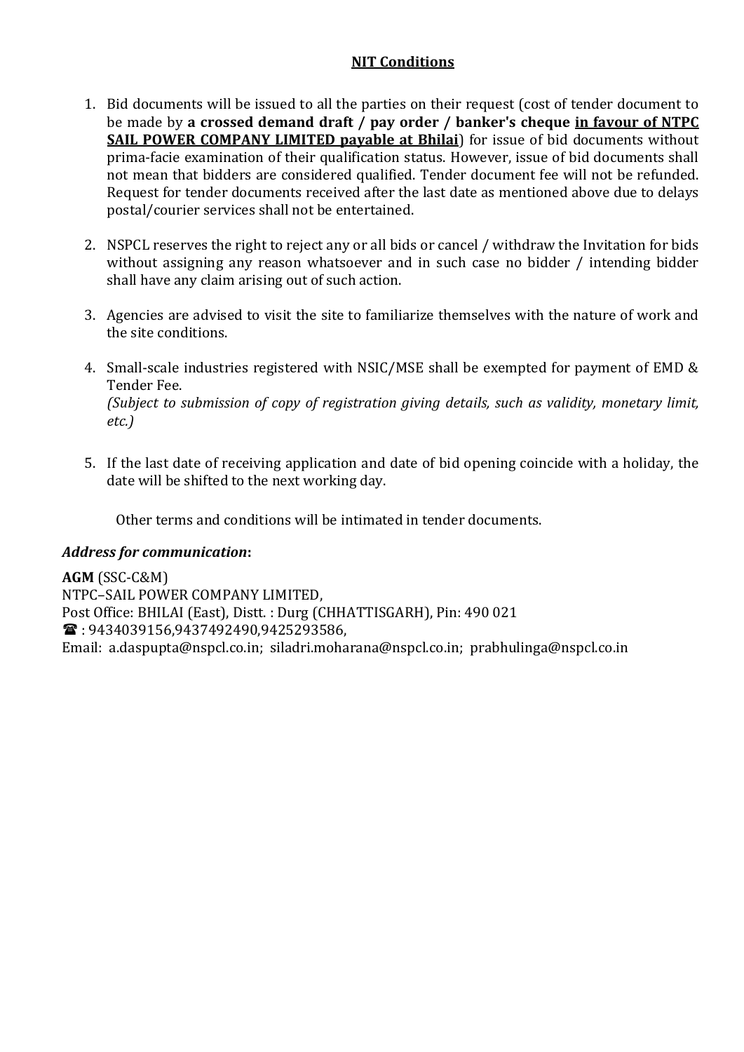## NIT Conditions

1. Bid documents will be issued to all the parties on their request (cost of tender document to be made by **a crossed demand draft / pay order / banker's cheque** **<u>in favour of NTPC SAIL POWER COMPANY LIMITED payable at Bhilai</u>**) for issue of bid documents without prima-facie examination of their qualification status. However, issue of bid documents shall not mean that bidders are considered qualified. Tender document fee will not be refunded. Request for tender documents received after the last date as mentioned above due to delays postal/courier services shall not be entertained.

2. NSPCL reserves the right to reject any or all bids or cancel / withdraw the Invitation for bids without assigning any reason whatsoever and in such case no bidder / intending bidder shall have any claim arising out of such action.

3. Agencies are advised to visit the site to familiarize themselves with the nature of work and the site conditions.

4. Small-scale industries registered with NSIC/MSE shall be exempted for payment of EMD & Tender Fee.
   *(Subject to submission of copy of registration giving details, such as validity, monetary limit, etc.)*

5. If the last date of receiving application and date of bid opening coincide with a holiday, the date will be shifted to the next working day.

Other terms and conditions will be intimated in tender documents.

***Address for communication*:**

**AGM** (SSC-C&M)
NTPC–SAIL POWER COMPANY LIMITED,
Post Office: BHILAI (East), Distt. : Durg (CHHATTISGARH), Pin: 490 021
☎ : 9434039156,9437492490,9425293586,
Email: a.daspupta@nspcl.co.in; siladri.moharana@nspcl.co.in; prabhulinga@nspcl.co.in